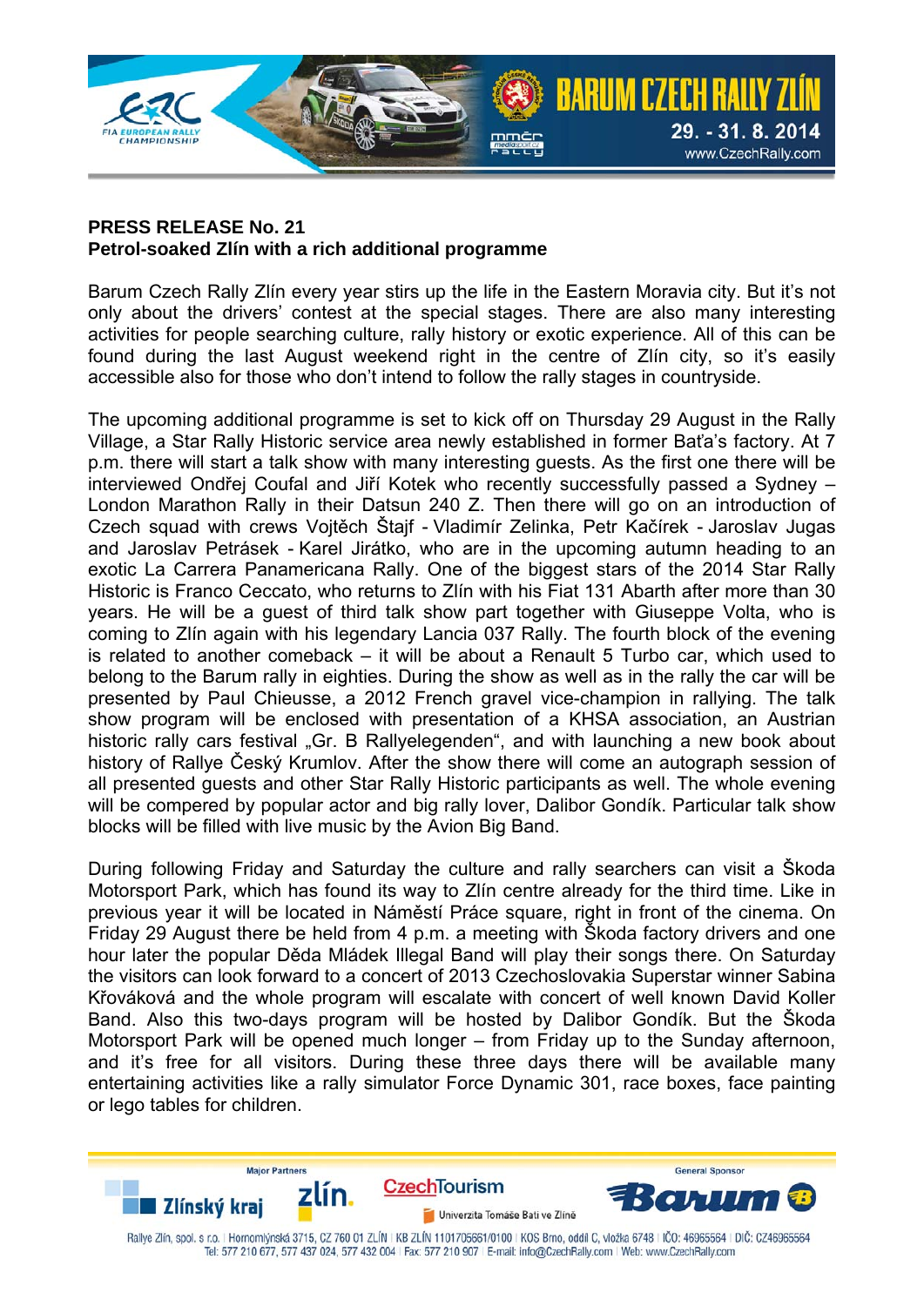**PRESS RELEASE No. 21**
**Petrol-soaked Zlín with a rich additional programme**

Barum Czech Rally Zlín every year stirs up the life in the Eastern Moravia city. But it's not only about the drivers' contest at the special stages. There are also many interesting activities for people searching culture, rally history or exotic experience. All of this can be found during the last August weekend right in the centre of Zlín city, so it's easily accessible also for those who don't intend to follow the rally stages in countryside.

The upcoming additional programme is set to kick off on Thursday 29 August in the Rally Village, a Star Rally Historic service area newly established in former Baťa's factory. At 7 p.m. there will start a talk show with many interesting guests. As the first one there will be interviewed Ondřej Coufal and Jiří Kotek who recently successfully passed a Sydney – London Marathon Rally in their Datsun 240 Z. Then there will go on an introduction of Czech squad with crews Vojtěch Štajf - Vladimír Zelinka, Petr Kačírek - Jaroslav Jugas and Jaroslav Petrásek - Karel Jirátko, who are in the upcoming autumn heading to an exotic La Carrera Panamericana Rally. One of the biggest stars of the 2014 Star Rally Historic is Franco Ceccato, who returns to Zlín with his Fiat 131 Abarth after more than 30 years. He will be a guest of third talk show part together with Giuseppe Volta, who is coming to Zlín again with his legendary Lancia 037 Rally. The fourth block of the evening is related to another comeback – it will be about a Renault 5 Turbo car, which used to belong to the Barum rally in eighties. During the show as well as in the rally the car will be presented by Paul Chieusse, a 2012 French gravel vice-champion in rallying. The talk show program will be enclosed with presentation of a KHSA association, an Austrian historic rally cars festival „Gr. B Rallyelegenden", and with launching a new book about history of Rallye Český Krumlov. After the show there will come an autograph session of all presented guests and other Star Rally Historic participants as well. The whole evening will be compered by popular actor and big rally lover, Dalibor Gondík. Particular talk show blocks will be filled with live music by the Avion Big Band.

During following Friday and Saturday the culture and rally searchers can visit a Škoda Motorsport Park, which has found its way to Zlín centre already for the third time. Like in previous year it will be located in Náměstí Práce square, right in front of the cinema. On Friday 29 August there be held from 4 p.m. a meeting with Škoda factory drivers and one hour later the popular Děda Mládek Illegal Band will play their songs there. On Saturday the visitors can look forward to a concert of 2013 Czechoslovakia Superstar winner Sabina Křováková and the whole program will escalate with concert of well known David Koller Band. Also this two-days program will be hosted by Dalibor Gondík. But the Škoda Motorsport Park will be opened much longer – from Friday up to the Sunday afternoon, and it's free for all visitors. During these three days there will be available many entertaining activities like a rally simulator Force Dynamic 301, race boxes, face painting or lego tables for children.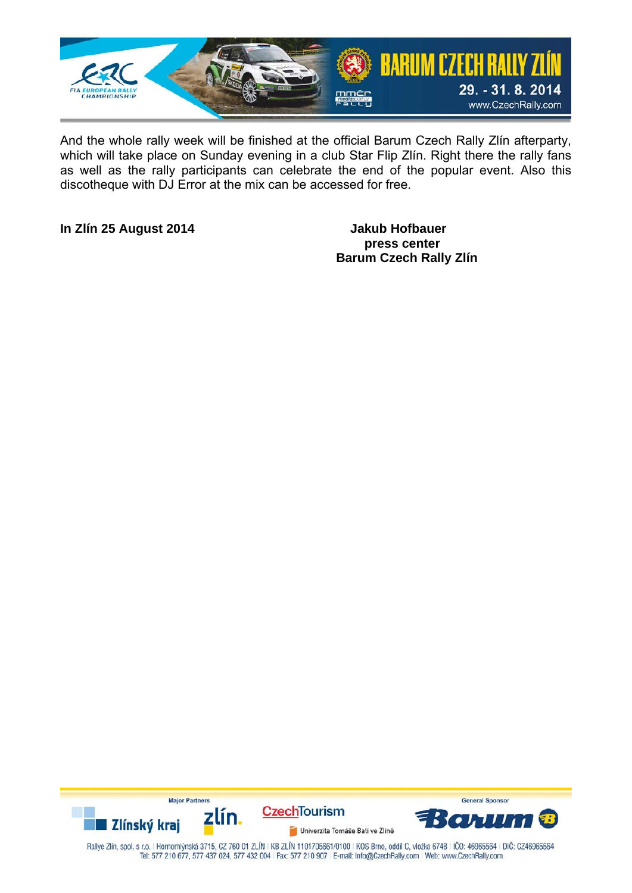And the whole rally week will be finished at the official Barum Czech Rally Zlín afterparty, which will take place on Sunday evening in a club Star Flip Zlín. Right there the rally fans as well as the rally participants can celebrate the end of the popular event. Also this discotheque with DJ Error at the mix can be accessed for free.

**In Zlín 25 August 2014**

**Jakub Hofbauer**
**press center**
**Barum Czech Rally Zlín**